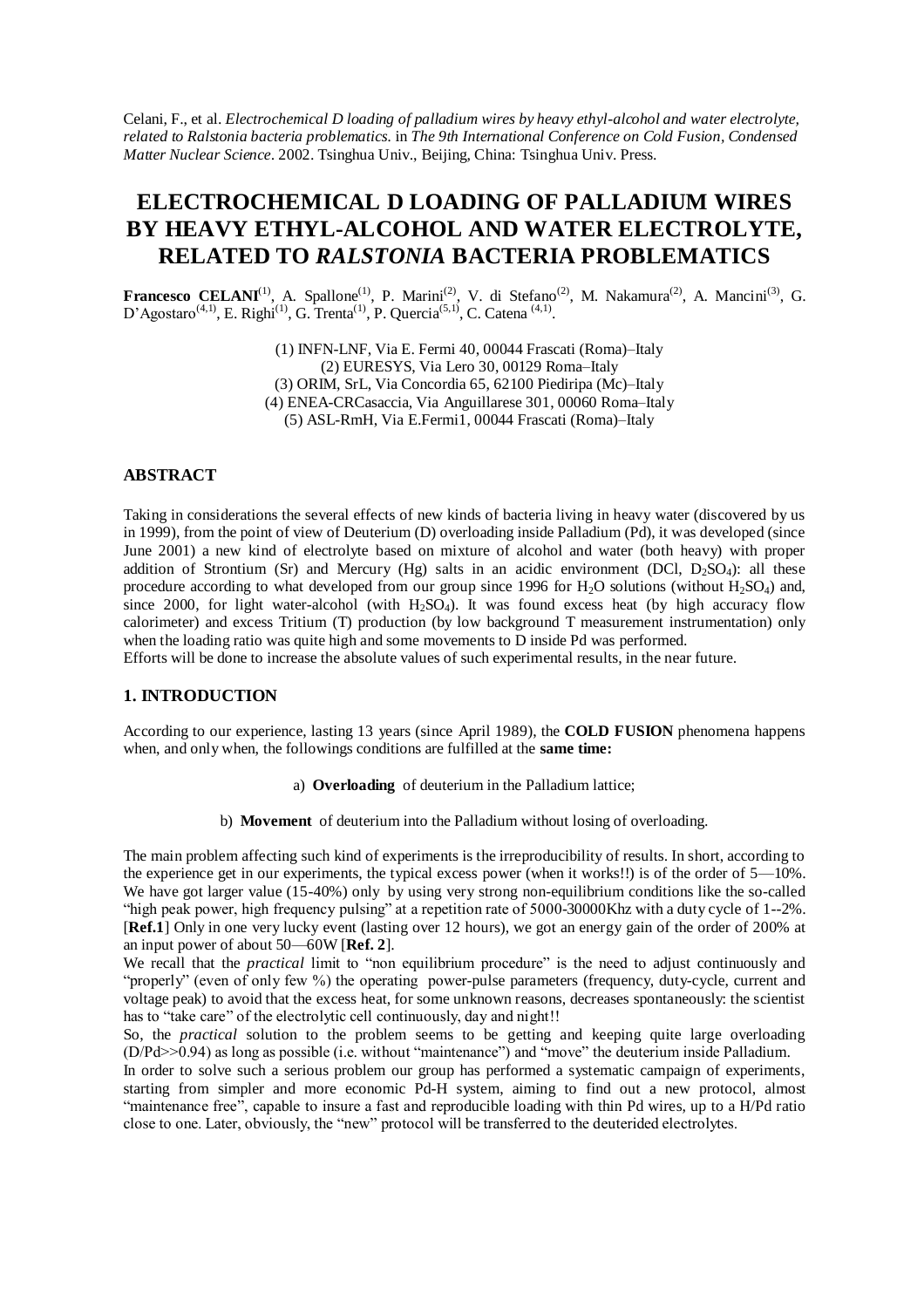Celani, F., et al. *Electrochemical D loading of palladium wires by heavy ethyl-alcohol and water electrolyte, related to Ralstonia bacteria problematics.* in *The 9th International Conference on Cold Fusion, Condensed Matter Nuclear Science*. 2002. Tsinghua Univ., Beijing, China: Tsinghua Univ. Press.

# ELECTROCHEMICAL D LOADING OF PALLADIUM WIRES BY HEAVY ETHYL-ALCOHOL AND WATER ELECTROLYTE, RELATED TO *RALSTONIA* BACTERIA PROBLEMATICS

**Francesco CELANI**[1], A. Spallone[1], P. Marini[2], V. di Stefano[2], M. Nakamura[2], A. Mancini[3], G. D'Agostaro[4,1], E. Righi[1], G. Trenta[1], P. Quercia[5,1], C. Catena [4,1].

(1) INFN-LNF, Via E. Fermi 40, 00044 Frascati (Roma)–Italy
(2) EURESYS, Via Lero 30, 00129 Roma–Italy
(3) ORIM, SrL, Via Concordia 65, 62100 Piediripa (Mc)–Italy
(4) ENEA-CRCasaccia, Via Anguillarese 301, 00060 Roma–Italy
(5) ASL-RmH, Via E.Fermi1, 00044 Frascati (Roma)–Italy

## ABSTRACT

Taking in considerations the several effects of new kinds of bacteria living in heavy water (discovered by us in 1999), from the point of view of Deuterium (D) overloading inside Palladium (Pd), it was developed (since June 2001) a new kind of electrolyte based on mixture of alcohol and water (both heavy) with proper addition of Strontium (Sr) and Mercury (Hg) salts in an acidic environment (DCl, $D_2SO_4$): all these procedure according to what developed from our group since 1996 for $H_2O$ solutions (without $H_2SO_4$) and, since 2000, for light water-alcohol (with $H_2SO_4$). It was found excess heat (by high accuracy flow calorimeter) and excess Tritium (T) production (by low background T measurement instrumentation) only when the loading ratio was quite high and some movements to D inside Pd was performed.
Efforts will be done to increase the absolute values of such experimental results, in the near future.

## 1. INTRODUCTION

According to our experience, lasting 13 years (since April 1989), the **COLD FUSION** phenomena happens when, and only when, the followings conditions are fulfilled at the **same time:**

a) **Overloading** of deuterium in the Palladium lattice;

b) **Movement** of deuterium into the Palladium without losing of overloading.

The main problem affecting such kind of experiments is the irreproducibility of results. In short, according to the experience get in our experiments, the typical excess power (when it works!!) is of the order of 5—10%. We have got larger value (15-40%) only by using very strong non-equilibrium conditions like the so-called "high peak power, high frequency pulsing" at a repetition rate of 5000-30000Khz with a duty cycle of 1--2%. [**Ref.1**] Only in one very lucky event (lasting over 12 hours), we got an energy gain of the order of 200% at an input power of about 50—60W [**Ref. 2**].

We recall that the *practical* limit to "non equilibrium procedure" is the need to adjust continuously and "properly" (even of only few %) the operating power-pulse parameters (frequency, duty-cycle, current and voltage peak) to avoid that the excess heat, for some unknown reasons, decreases spontaneously: the scientist has to "take care" of the electrolytic cell continuously, day and night!!

So, the *practical* solution to the problem seems to be getting and keeping quite large overloading (D/Pd>>0.94) as long as possible (i.e. without "maintenance") and "move" the deuterium inside Palladium.

In order to solve such a serious problem our group has performed a systematic campaign of experiments, starting from simpler and more economic Pd-H system, aiming to find out a new protocol, almost "maintenance free", capable to insure a fast and reproducible loading with thin Pd wires, up to a H/Pd ratio close to one. Later, obviously, the "new" protocol will be transferred to the deuterided electrolytes.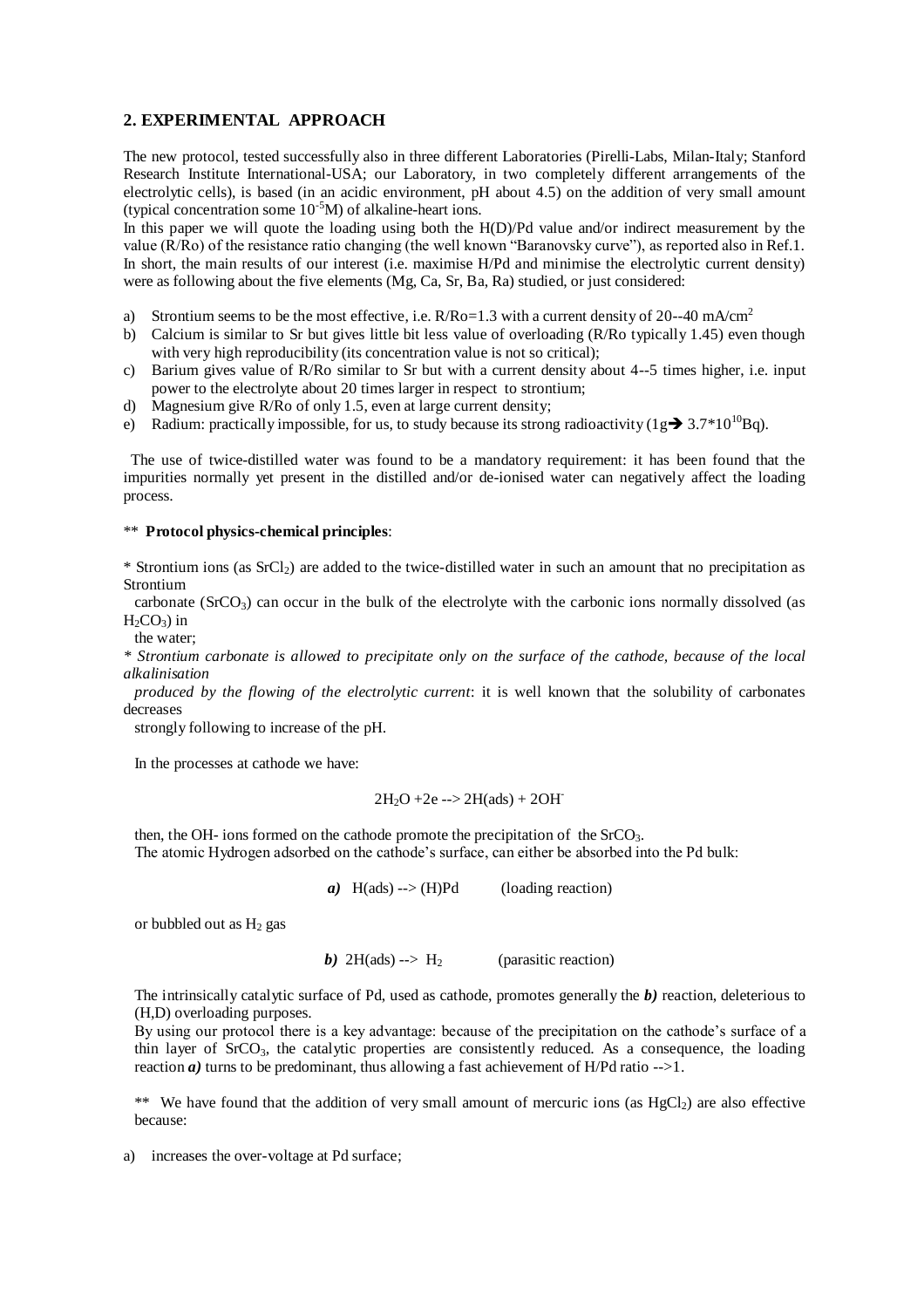## 2. EXPERIMENTAL APPROACH

The new protocol, tested successfully also in three different Laboratories (Pirelli-Labs, Milan-Italy; Stanford Research Institute International-USA; our Laboratory, in two completely different arrangements of the electrolytic cells), is based (in an acidic environment, pH about 4.5) on the addition of very small amount (typical concentration some $10^{-5}$M) of alkaline-heart ions.

In this paper we will quote the loading using both the H(D)/Pd value and/or indirect measurement by the value (R/Ro) of the resistance ratio changing (the well known "Baranovsky curve"), as reported also in Ref.1. In short, the main results of our interest (i.e. maximise H/Pd and minimise the electrolytic current density) were as following about the five elements (Mg, Ca, Sr, Ba, Ra) studied, or just considered:

a) Strontium seems to be the most effective, i.e. R/Ro=1.3 with a current density of 20--40 mA/cm$^2$
b) Calcium is similar to Sr but gives little bit less value of overloading (R/Ro typically 1.45) even though with very high reproducibility (its concentration value is not so critical);
c) Barium gives value of R/Ro similar to Sr but with a current density about 4--5 times higher, i.e. input power to the electrolyte about 20 times larger in respect to strontium;
d) Magnesium give R/Ro of only 1.5, even at large current density;
e) Radium: practically impossible, for us, to study because its strong radioactivity (1g$\rightarrow$ $3.7*10^{10}$Bq).

The use of twice-distilled water was found to be a mandatory requirement: it has been found that the impurities normally yet present in the distilled and/or de-ionised water can negatively affect the loading process.

** **Protocol physics-chemical principles**:

* Strontium ions (as $SrCl_2$) are added to the twice-distilled water in such an amount that no precipitation as Strontium carbonate ($SrCO_3$) can occur in the bulk of the electrolyte with the carbonic ions normally dissolved (as $H_2CO_3$) in the water;

* *Strontium carbonate is allowed to precipitate only on the surface of the cathode, because of the local alkalinisation produced by the flowing of the electrolytic current*: it is well known that the solubility of carbonates decreases strongly following to increase of the pH.

In the processes at cathode we have:

$$2H_2O + 2e \rightarrow 2H(ads) + 2OH^-$$

then, the OH- ions formed on the cathode promote the precipitation of the $SrCO_3$.
The atomic Hydrogen adsorbed on the cathode's surface, can either be absorbed into the Pd bulk:

***a)*** $H(ads) \rightarrow (H)Pd$ (loading reaction)

or bubbled out as $H_2$ gas

***b)*** $2H(ads) \rightarrow H_2$ (parasitic reaction)

The intrinsically catalytic surface of Pd, used as cathode, promotes generally the ***b)*** reaction, deleterious to (H,D) overloading purposes.

By using our protocol there is a key advantage: because of the precipitation on the cathode's surface of a thin layer of $SrCO_3$, the catalytic properties are consistently reduced. As a consequence, the loading reaction ***a)*** turns to be predominant, thus allowing a fast achievement of H/Pd ratio -->1.

** We have found that the addition of very small amount of mercuric ions (as $HgCl_2$) are also effective because:

a) increases the over-voltage at Pd surface;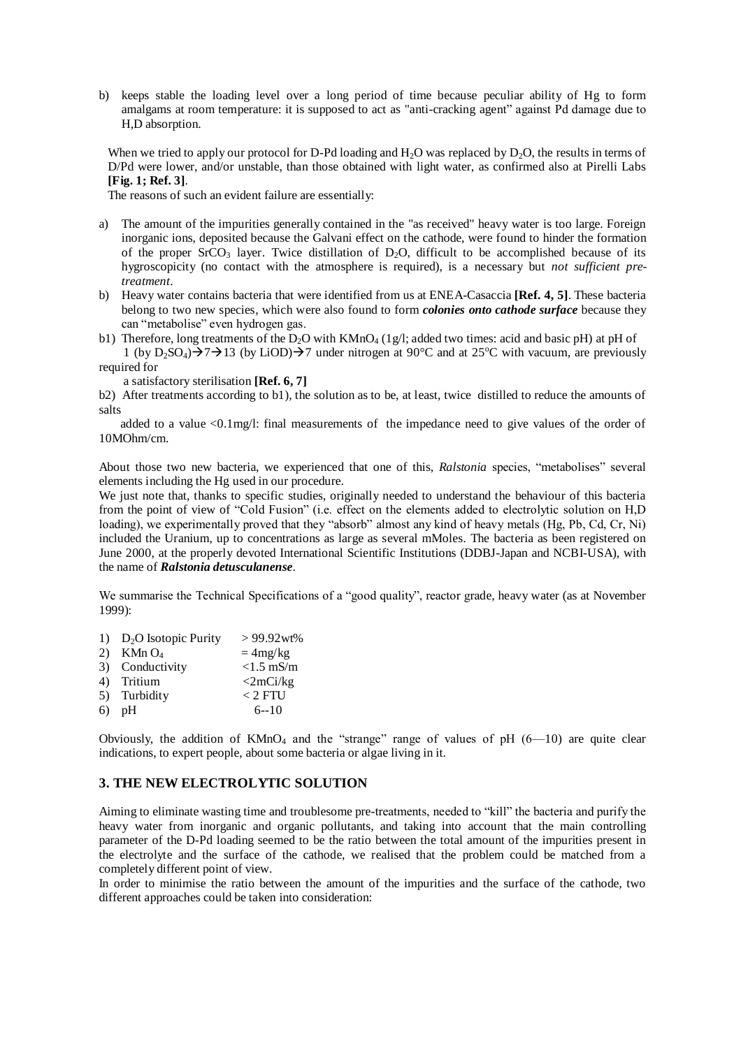b) keeps stable the loading level over a long period of time because peculiar ability of Hg to form amalgams at room temperature: it is supposed to act as "anti-cracking agent" against Pd damage due to H,D absorption.

When we tried to apply our protocol for D-Pd loading and $H_2O$ was replaced by $D_2O$, the results in terms of D/Pd were lower, and/or unstable, than those obtained with light water, as confirmed also at Pirelli Labs **[Fig. 1; Ref. 3]**.

The reasons of such an evident failure are essentially:

a) The amount of the impurities generally contained in the "as received" heavy water is too large. Foreign inorganic ions, deposited because the Galvani effect on the cathode, were found to hinder the formation of the proper $SrCO_3$ layer. Twice distillation of $D_2O$, difficult to be accomplished because of its hygroscopicity (no contact with the atmosphere is required), is a necessary but *not sufficient pre-treatment*.

b) Heavy water contains bacteria that were identified from us at ENEA-Casaccia **[Ref. 4, 5]**. These bacteria belong to two new species, which were also found to form ***colonies onto cathode surface*** because they can "metabolise" even hydrogen gas.

b1) Therefore, long treatments of the $D_2O$ with $KMnO_4$ (1g/l; added two times: acid and basic pH) at pH of 1 (by $D_2SO_4$)→7→13 (by LiOD)→7 under nitrogen at 90°C and at 25°C with vacuum, are previously required for a satisfactory sterilisation **[Ref. 6, 7]**

b2) After treatments according to b1), the solution as to be, at least, twice distilled to reduce the amounts of salts added to a value <0.1mg/l: final measurements of the impedance need to give values of the order of 10MOhm/cm.

About those two new bacteria, we experienced that one of this, *Ralstonia* species, "metabolises" several elements including the Hg used in our procedure.

We just note that, thanks to specific studies, originally needed to understand the behaviour of this bacteria from the point of view of "Cold Fusion" (i.e. effect on the elements added to electrolytic solution on H,D loading), we experimentally proved that they "absorb" almost any kind of heavy metals (Hg, Pb, Cd, Cr, Ni) included the Uranium, up to concentrations as large as several mMoles. The bacteria as been registered on June 2000, at the properly devoted International Scientific Institutions (DDBJ-Japan and NCBI-USA), with the name of ***Ralstonia detusculanense***.

We summarise the Technical Specifications of a "good quality", reactor grade, heavy water (as at November 1999):

1) $D_2O$ Isotopic Purity > 99.92wt%
2) $KMnO_4$ = 4mg/kg
3) Conductivity <1.5 mS/m
4) Tritium <2mCi/kg
5) Turbidity < 2 FTU
6) pH 6--10

Obviously, the addition of $KMnO_4$ and the "strange" range of values of pH (6—10) are quite clear indications, to expert people, about some bacteria or algae living in it.

## 3. THE NEW ELECTROLYTIC SOLUTION

Aiming to eliminate wasting time and troublesome pre-treatments, needed to "kill" the bacteria and purify the heavy water from inorganic and organic pollutants, and taking into account that the main controlling parameter of the D-Pd loading seemed to be the ratio between the total amount of the impurities present in the electrolyte and the surface of the cathode, we realised that the problem could be matched from a completely different point of view.

In order to minimise the ratio between the amount of the impurities and the surface of the cathode, two different approaches could be taken into consideration: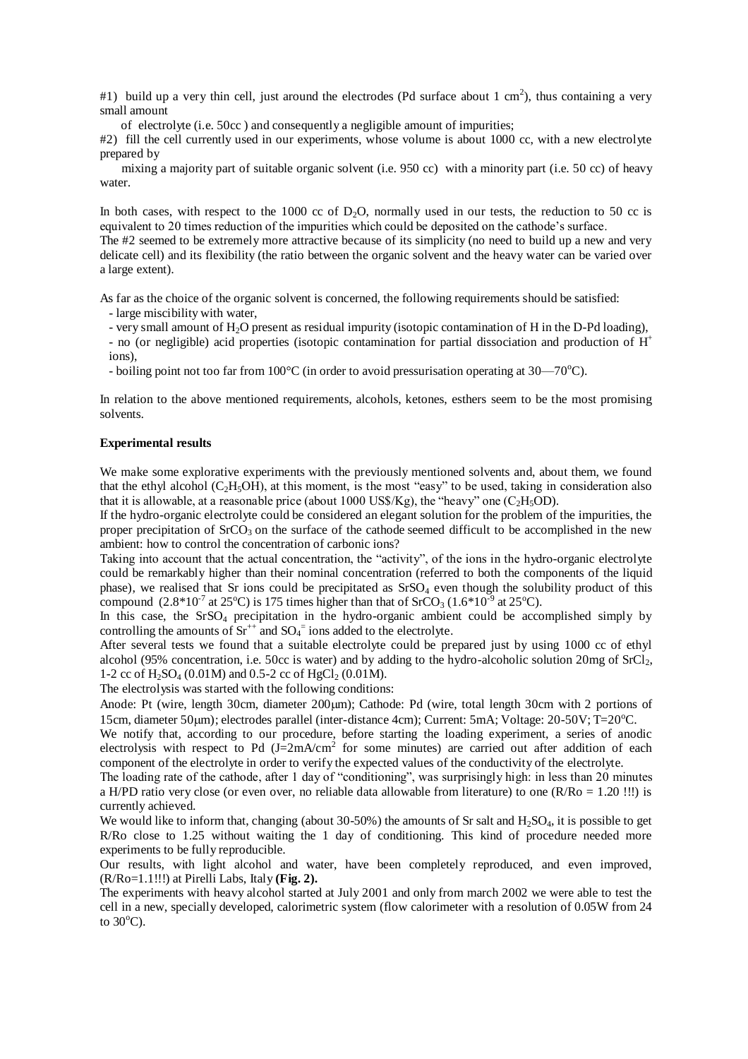#1) build up a very thin cell, just around the electrodes (Pd surface about 1 $cm^2$), thus containing a very small amount of electrolyte (i.e. 50cc ) and consequently a negligible amount of impurities;

#2) fill the cell currently used in our experiments, whose volume is about 1000 cc, with a new electrolyte prepared by mixing a majority part of suitable organic solvent (i.e. 950 cc) with a minority part (i.e. 50 cc) of heavy water.

In both cases, with respect to the 1000 cc of $D_2O$, normally used in our tests, the reduction to 50 cc is equivalent to 20 times reduction of the impurities which could be deposited on the cathode's surface.

The #2 seemed to be extremely more attractive because of its simplicity (no need to build up a new and very delicate cell) and its flexibility (the ratio between the organic solvent and the heavy water can be varied over a large extent).

As far as the choice of the organic solvent is concerned, the following requirements should be satisfied:

- large miscibility with water,
- very small amount of $H_2O$ present as residual impurity (isotopic contamination of H in the D-Pd loading),
- no (or negligible) acid properties (isotopic contamination for partial dissociation and production of $H^+$ ions),
- boiling point not too far from 100°C (in order to avoid pressurisation operating at 30—70°C).

In relation to the above mentioned requirements, alcohols, ketones, esthers seem to be the most promising solvents.

**Experimental results**

We make some explorative experiments with the previously mentioned solvents and, about them, we found that the ethyl alcohol ($C_2H_5OH$), at this moment, is the most "easy" to be used, taking in consideration also that it is allowable, at a reasonable price (about 1000 US$/Kg), the "heavy" one ($C_2H_5OD$).

If the hydro-organic electrolyte could be considered an elegant solution for the problem of the impurities, the proper precipitation of $SrCO_3$ on the surface of the cathode seemed difficult to be accomplished in the new ambient: how to control the concentration of carbonic ions?

Taking into account that the actual concentration, the "activity", of the ions in the hydro-organic electrolyte could be remarkably higher than their nominal concentration (referred to both the components of the liquid phase), we realised that Sr ions could be precipitated as $SrSO_4$ even though the solubility product of this compound ($2.8*10^{-7}$ at 25°C) is 175 times higher than that of $SrCO_3$ ($1.6*10^{-9}$ at 25°C).

In this case, the $SrSO_4$ precipitation in the hydro-organic ambient could be accomplished simply by controlling the amounts of $Sr^{++}$ and $SO_4^{=}$ ions added to the electrolyte.

After several tests we found that a suitable electrolyte could be prepared just by using 1000 cc of ethyl alcohol (95% concentration, i.e. 50cc is water) and by adding to the hydro-alcoholic solution 20mg of $SrCl_2$, 1-2 cc of $H_2SO_4$ (0.01M) and 0.5-2 cc of $HgCl_2$ (0.01M).

The electrolysis was started with the following conditions:

Anode: Pt (wire, length 30cm, diameter 200μm); Cathode: Pd (wire, total length 30cm with 2 portions of 15cm, diameter 50μm); electrodes parallel (inter-distance 4cm); Current: 5mA; Voltage: 20-50V; T=20°C.

We notify that, according to our procedure, before starting the loading experiment, a series of anodic electrolysis with respect to Pd ($J=2mA/cm^2$ for some minutes) are carried out after addition of each component of the electrolyte in order to verify the expected values of the conductivity of the electrolyte.

The loading rate of the cathode, after 1 day of "conditioning", was surprisingly high: in less than 20 minutes a H/PD ratio very close (or even over, no reliable data allowable from literature) to one (R/Ro = 1.20 !!!) is currently achieved.

We would like to inform that, changing (about 30-50%) the amounts of Sr salt and $H_2SO_4$, it is possible to get R/Ro close to 1.25 without waiting the 1 day of conditioning. This kind of procedure needed more experiments to be fully reproducible.

Our results, with light alcohol and water, have been completely reproduced, and even improved, (R/Ro=1.1!!!) at Pirelli Labs, Italy **(Fig. 2).**

The experiments with heavy alcohol started at July 2001 and only from march 2002 we were able to test the cell in a new, specially developed, calorimetric system (flow calorimeter with a resolution of 0.05W from 24 to 30°C).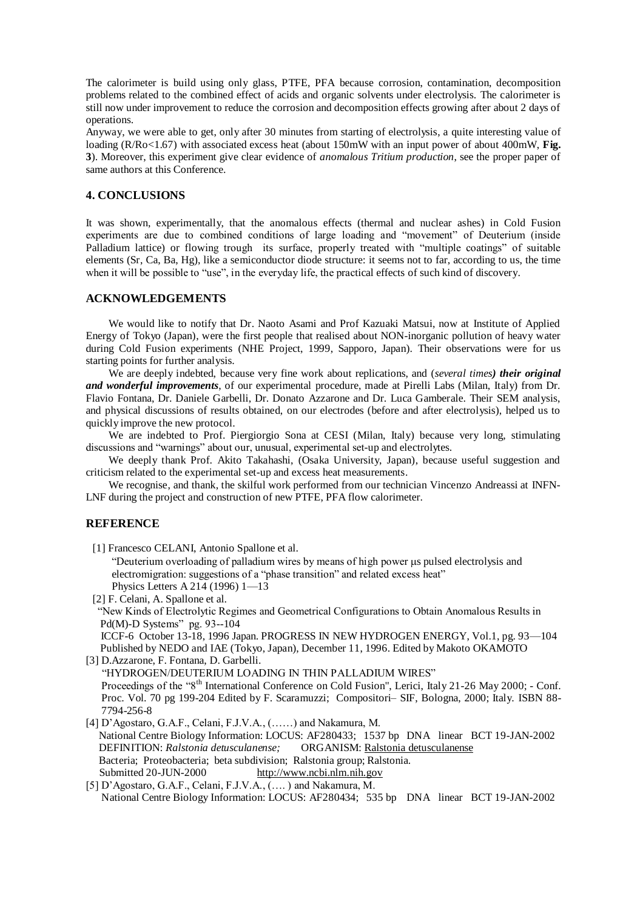The calorimeter is build using only glass, PTFE, PFA because corrosion, contamination, decomposition problems related to the combined effect of acids and organic solvents under electrolysis. The calorimeter is still now under improvement to reduce the corrosion and decomposition effects growing after about 2 days of operations.

Anyway, we were able to get, only after 30 minutes from starting of electrolysis, a quite interesting value of loading ($R/Ro<1.67$) with associated excess heat (about 150mW with an input power of about 400mW, **Fig. 3**). Moreover, this experiment give clear evidence of *anomalous Tritium production*, see the proper paper of same authors at this Conference.

## 4. CONCLUSIONS

It was shown, experimentally, that the anomalous effects (thermal and nuclear ashes) in Cold Fusion experiments are due to combined conditions of large loading and "movement" of Deuterium (inside Palladium lattice) or flowing trough its surface, properly treated with "multiple coatings" of suitable elements (Sr, Ca, Ba, Hg), like a semiconductor diode structure: it seems not to far, according to us, the time when it will be possible to "use", in the everyday life, the practical effects of such kind of discovery.

## ACKNOWLEDGEMENTS

We would like to notify that Dr. Naoto Asami and Prof Kazuaki Matsui, now at Institute of Applied Energy of Tokyo (Japan), were the first people that realised about NON-inorganic pollution of heavy water during Cold Fusion experiments (NHE Project, 1999, Sapporo, Japan). Their observations were for us starting points for further analysis.

We are deeply indebted, because very fine work about replications, and (*several times**) their original and wonderful improvements***, of our experimental procedure, made at Pirelli Labs (Milan, Italy) from Dr. Flavio Fontana, Dr. Daniele Garbelli, Dr. Donato Azzarone and Dr. Luca Gamberale. Their SEM analysis, and physical discussions of results obtained, on our electrodes (before and after electrolysis), helped us to quickly improve the new protocol.

We are indebted to Prof. Piergiorgio Sona at CESI (Milan, Italy) because very long, stimulating discussions and "warnings" about our, unusual, experimental set-up and electrolytes.

We deeply thank Prof. Akito Takahashi, (Osaka University, Japan), because useful suggestion and criticism related to the experimental set-up and excess heat measurements.

We recognise, and thank, the skilful work performed from our technician Vincenzo Andreassi at INFN-LNF during the project and construction of new PTFE, PFA flow calorimeter.

## REFERENCE

[1] Francesco CELANI, Antonio Spallone et al.
"Deuterium overloading of palladium wires by means of high power μs pulsed electrolysis and electromigration: suggestions of a "phase transition" and related excess heat"
Physics Letters A 214 (1996) 1—13

[2] F. Celani, A. Spallone et al.
"New Kinds of Electrolytic Regimes and Geometrical Configurations to Obtain Anomalous Results in Pd(M)-D Systems" pg. 93--104
ICCF-6 October 13-18, 1996 Japan. PROGRESS IN NEW HYDROGEN ENERGY, Vol.1, pg. 93—104
Published by NEDO and IAE (Tokyo, Japan), December 11, 1996. Edited by Makoto OKAMOTO

[3] D.Azzarone, F. Fontana, D. Garbelli.
"HYDROGEN/DEUTERIUM LOADING IN THIN PALLADIUM WIRES"
Proceedings of the "8th International Conference on Cold Fusion", Lerici, Italy 21-26 May 2000; - Conf. Proc. Vol. 70 pg 199-204 Edited by F. Scaramuzzi; Compositori– SIF, Bologna, 2000; Italy. ISBN 88-7794-256-8

[4] D'Agostaro, G.A.F., Celani, F.J.V.A., (……) and Nakamura, M.
National Centre Biology Information: LOCUS: AF280433; 1537 bp DNA linear BCT 19-JAN-2002
DEFINITION: *Ralstonia detusculanense;* ORGANISM: Ralstonia detusculanense
Bacteria; Proteobacteria; beta subdivision; Ralstonia group; Ralstonia.
Submitted 20-JUN-2000 http://www.ncbi.nlm.nih.gov

[5] D'Agostaro, G.A.F., Celani, F.J.V.A., (…. ) and Nakamura, M.
National Centre Biology Information: LOCUS: AF280434; 535 bp DNA linear BCT 19-JAN-2002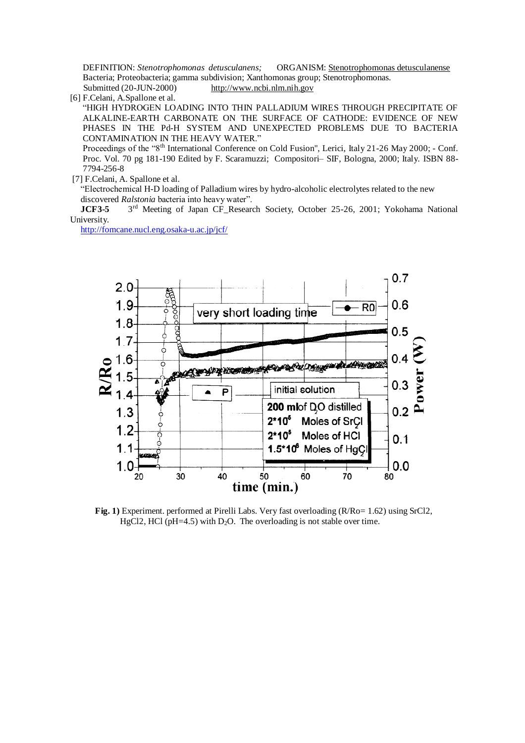DEFINITION: *Stenotrophomonas detusculanens;* ORGANISM: Stenotrophomonas detusculanense
Bacteria; Proteobacteria; gamma subdivision; Xanthomonas group; Stenotrophomonas.
Submitted (20-JUN-2000) http://www.ncbi.nlm.nih.gov

[6] F.Celani, A.Spallone et al.
"HIGH HYDROGEN LOADING INTO THIN PALLADIUM WIRES THROUGH PRECIPITATE OF ALKALINE-EARTH CARBONATE ON THE SURFACE OF CATHODE: EVIDENCE OF NEW PHASES IN THE Pd-H SYSTEM AND UNEXPECTED PROBLEMS DUE TO BACTERIA CONTAMINATION IN THE HEAVY WATER."
Proceedings of the "8th International Conference on Cold Fusion", Lerici, Italy 21-26 May 2000; - Conf. Proc. Vol. 70 pg 181-190 Edited by F. Scaramuzzi; Compositori– SIF, Bologna, 2000; Italy. ISBN 88-7794-256-8

[7] F.Celani, A. Spallone et al.
"Electrochemical H-D loading of Palladium wires by hydro-alcoholic electrolytes related to the new discovered *Ralstonia* bacteria into heavy water".
**JCF3-5** 3rd Meeting of Japan CF_Research Society, October 25-26, 2001; Yokohama National University.
http://fomcane.nucl.eng.osaka-u.ac.jp/jcf/

**Fig. 1)** Experiment. performed at Pirelli Labs. Very fast overloading (R/Ro= 1.62) using SrCl2, HgCl2, HCl (pH=4.5) with $D_2O$. The overloading is not stable over time.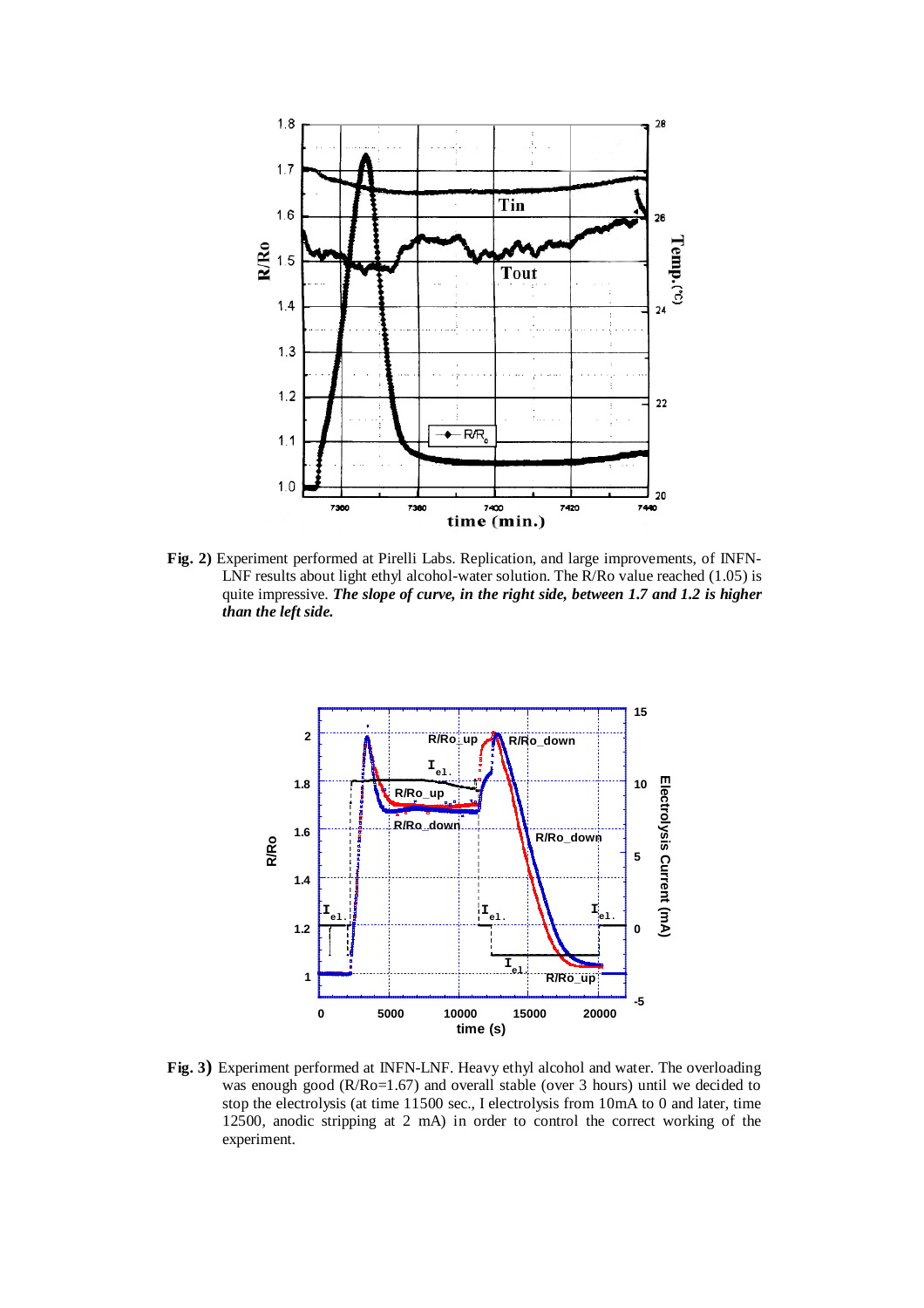R/Ro

1.8
1.7
1.6
1.5
1.4
1.3
1.2
1.1
1.0

28
26
24
22
20

Temp.(°C)

Tin

Tout

R/R$_0$

7360
7380
7400
7420
7440

time (min.)

**Fig. 2)** Experiment performed at Pirelli Labs. Replication, and large improvements, of INFN-LNF results about light ethyl alcohol-water solution. The R/Ro value reached (1.05) is quite impressive. ***The slope of curve, in the right side, between 1.7 and 1.2 is higher than the left side.***

R/Ro

2
1.8
1.6
1.4
1.2
1

15
10
5
0
-5

Electrolysis Current (mA)

R/Ro_up
R/Ro_down
I$_{el.}$
R/Ro_up
R/Ro_down
R/Ro_down
I$_{el.}$
I$_{el.}$
I$_{el.}$
I$_{el.}$
R/Ro_up

0
5000
10000
15000
20000

time (s)

**Fig. 3)** Experiment performed at INFN-LNF. Heavy ethyl alcohol and water. The overloading was enough good (R/Ro=1.67) and overall stable (over 3 hours) until we decided to stop the electrolysis (at time 11500 sec., I electrolysis from 10mA to 0 and later, time 12500, anodic stripping at 2 mA) in order to control the correct working of the experiment.